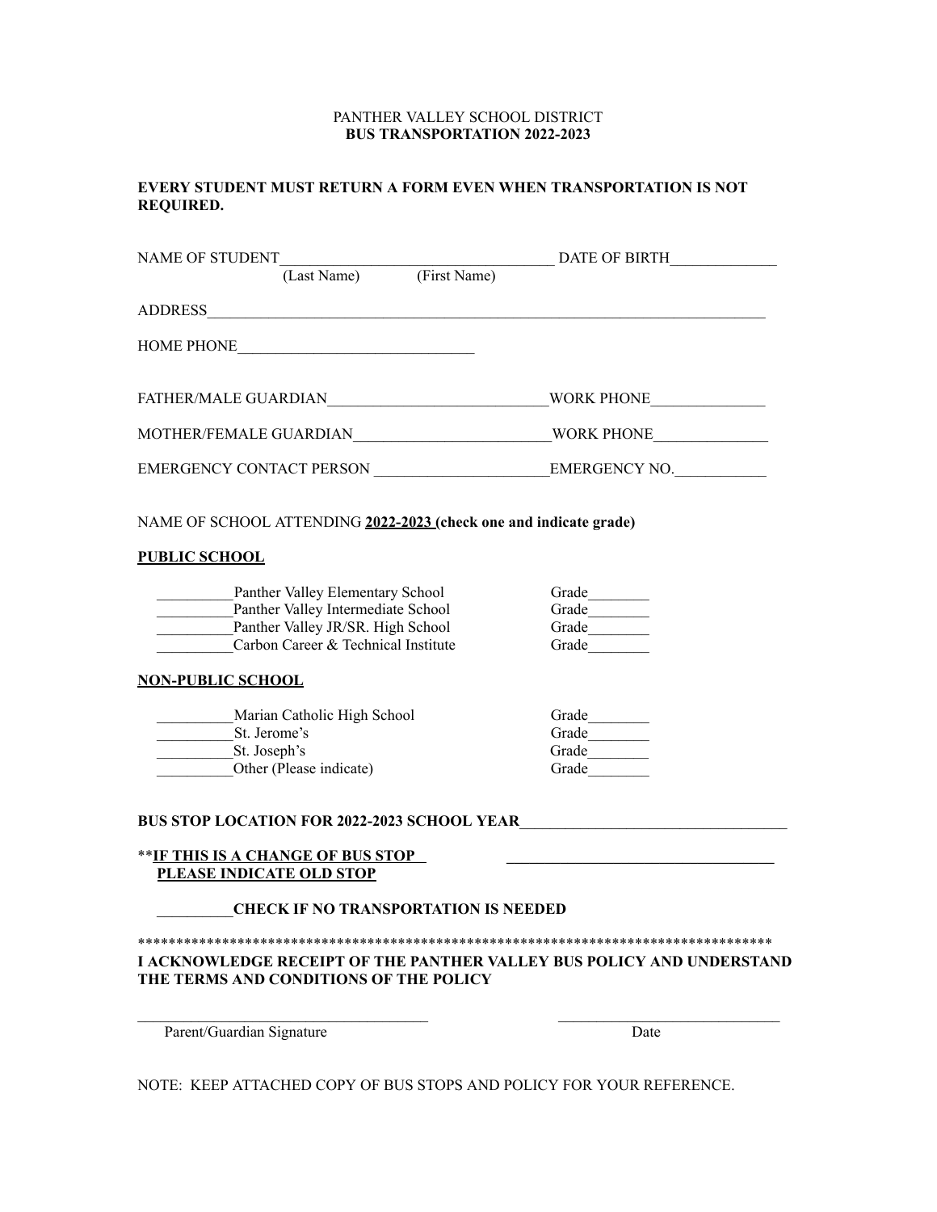PANTHER VALLEY SCHOOL DISTRICT
**BUS TRANSPORTATION 2022-2023**

**EVERY STUDENT MUST RETURN A FORM EVEN WHEN TRANSPORTATION IS NOT REQUIRED.**

NAME OF STUDENT___________________________________ DATE OF BIRTH______________
(Last Name) (First Name)

ADDRESS_____________________________________________________________________________

HOME PHONE______________________________

FATHER/MALE GUARDIAN____________________________WORK PHONE_______________

MOTHER/FEMALE GUARDIAN_________________________WORK PHONE_______________

EMERGENCY CONTACT PERSON ______________________EMERGENCY NO.____________

NAME OF SCHOOL ATTENDING **2022-2023 (check one and indicate grade)**

**PUBLIC SCHOOL**

__________Panther Valley Elementary School Grade________
__________Panther Valley Intermediate School Grade________
__________Panther Valley JR/SR. High School Grade________
__________Carbon Career & Technical Institute Grade________

**NON-PUBLIC SCHOOL**

__________Marian Catholic High School Grade________
__________St. Jerome's Grade________
__________St. Joseph's Grade________
__________Other (Please indicate) Grade________

**BUS STOP LOCATION FOR 2022-2023 SCHOOL YEAR**___________________________________

**<u>IF THIS IS A CHANGE OF BUS STOP PLEASE INDICATE OLD STOP</u>** ___________________________________

__________**CHECK IF NO TRANSPORTATION IS NEEDED**

************************************************************************************

**I ACKNOWLEDGE RECEIPT OF THE PANTHER VALLEY BUS POLICY AND UNDERSTAND THE TERMS AND CONDITIONS OF THE POLICY**

_____________________________________ _____________________________
Parent/Guardian Signature Date

NOTE: KEEP ATTACHED COPY OF BUS STOPS AND POLICY FOR YOUR REFERENCE.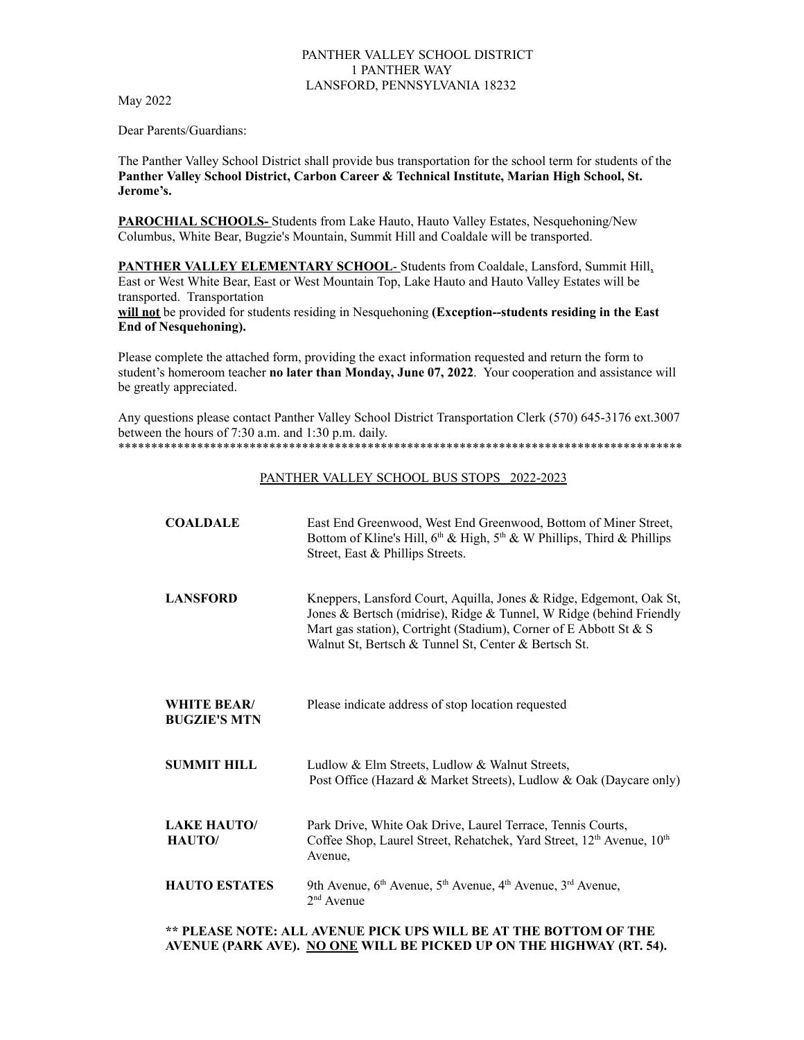PANTHER VALLEY SCHOOL DISTRICT
1 PANTHER WAY
LANSFORD, PENNSYLVANIA 18232

May 2022

Dear Parents/Guardians:

The Panther Valley School District shall provide bus transportation for the school term for students of the **Panther Valley School District, Carbon Career & Technical Institute, Marian High School, St. Jerome's.**

**PAROCHIAL SCHOOLS-** Students from Lake Hauto, Hauto Valley Estates, Nesquehoning/New Columbus, White Bear, Bugzie's Mountain, Summit Hill and Coaldale will be transported.

**PANTHER VALLEY ELEMENTARY SCHOOL**- Students from Coaldale, Lansford, Summit Hill, East or West White Bear, East or West Mountain Top, Lake Hauto and Hauto Valley Estates will be transported. Transportation **will not** be provided for students residing in Nesquehoning **(Exception--students residing in the East End of Nesquehoning).**

Please complete the attached form, providing the exact information requested and return the form to student's homeroom teacher **no later than Monday, June 07, 2022**. Your cooperation and assistance will be greatly appreciated.

Any questions please contact Panther Valley School District Transportation Clerk (570) 645-3176 ext.3007 between the hours of 7:30 a.m. and 1:30 p.m. daily.

*****************************************************************************************

PANTHER VALLEY SCHOOL BUS STOPS 2022-2023

| | |
|---|---|
| **COALDALE** | East End Greenwood, West End Greenwood, Bottom of Miner Street, Bottom of Kline's Hill, 6th & High, 5th & W Phillips, Third & Phillips Street, East & Phillips Streets. |
| **LANSFORD** | Kneppers, Lansford Court, Aquilla, Jones & Ridge, Edgemont, Oak St, Jones & Bertsch (midrise), Ridge & Tunnel, W Ridge (behind Friendly Mart gas station), Cortright (Stadium), Corner of E Abbott St & S Walnut St, Bertsch & Tunnel St, Center & Bertsch St. |
| **WHITE BEAR/ BUGZIE'S MTN** | Please indicate address of stop location requested |
| **SUMMIT HILL** | Ludlow & Elm Streets, Ludlow & Walnut Streets, Post Office (Hazard & Market Streets), Ludlow & Oak (Daycare only) |
| **LAKE HAUTO/ HAUTO/** | Park Drive, White Oak Drive, Laurel Terrace, Tennis Courts, Coffee Shop, Laurel Street, Rehatchek, Yard Street, 12th Avenue, 10th Avenue, |
| **HAUTO ESTATES** | 9th Avenue, 6th Avenue, 5th Avenue, 4th Avenue, 3rd Avenue, 2nd Avenue |

**** PLEASE NOTE: ALL AVENUE PICK UPS WILL BE AT THE BOTTOM OF THE AVENUE (PARK AVE). NO ONE WILL BE PICKED UP ON THE HIGHWAY (RT. 54).**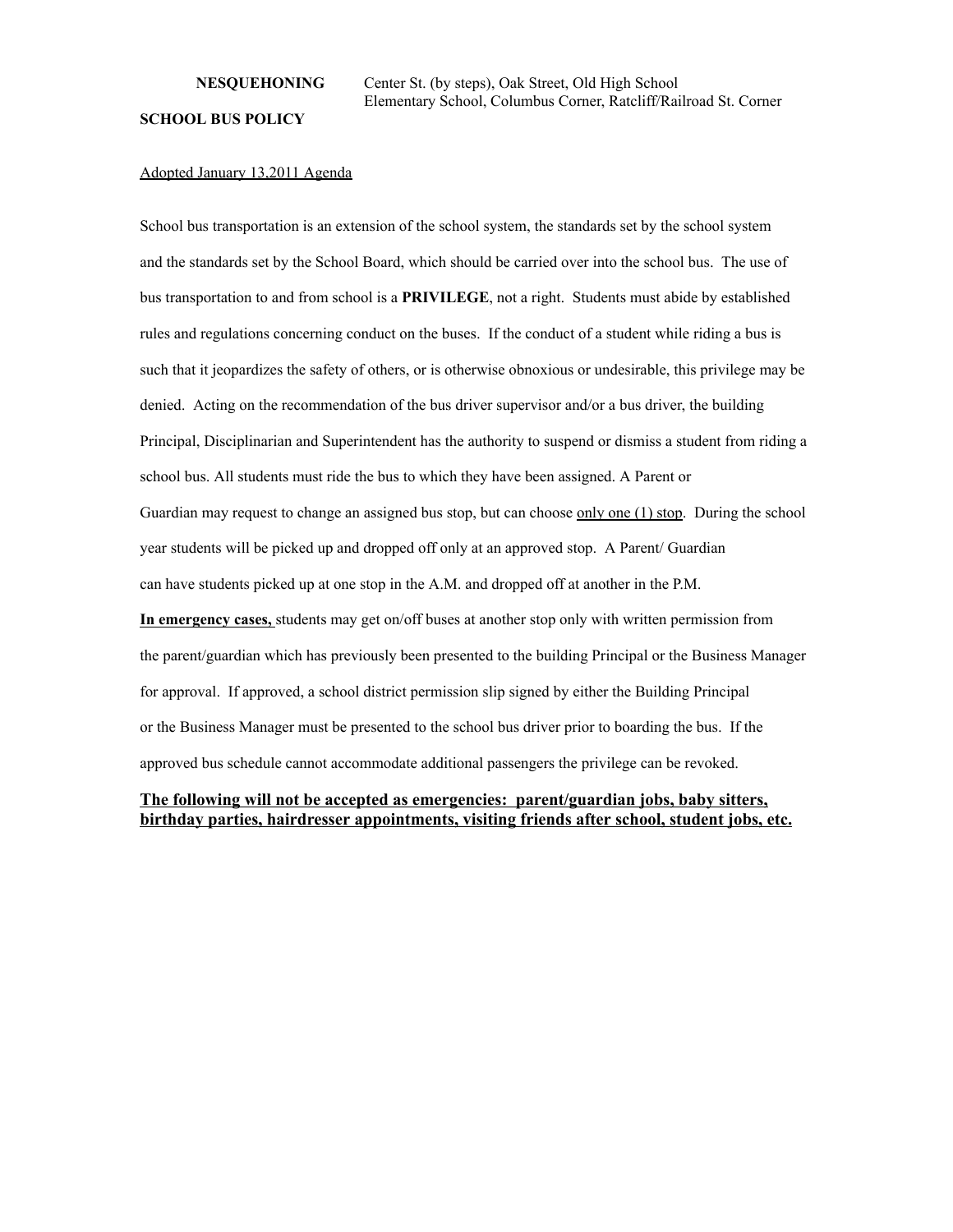**NESQUEHONING** Center St. (by steps), Oak Street, Old High School
Elementary School, Columbus Corner, Ratcliff/Railroad St. Corner

**SCHOOL BUS POLICY**

Adopted January 13,2011 Agenda

School bus transportation is an extension of the school system, the standards set by the school system and the standards set by the School Board, which should be carried over into the school bus. The use of bus transportation to and from school is a **PRIVILEGE**, not a right. Students must abide by established rules and regulations concerning conduct on the buses. If the conduct of a student while riding a bus is such that it jeopardizes the safety of others, or is otherwise obnoxious or undesirable, this privilege may be denied. Acting on the recommendation of the bus driver supervisor and/or a bus driver, the building Principal, Disciplinarian and Superintendent has the authority to suspend or dismiss a student from riding a school bus. All students must ride the bus to which they have been assigned. A Parent or Guardian may request to change an assigned bus stop, but can choose only one (1) stop. During the school year students will be picked up and dropped off only at an approved stop. A Parent/ Guardian can have students picked up at one stop in the A.M. and dropped off at another in the P.M.

**In emergency cases,** students may get on/off buses at another stop only with written permission from the parent/guardian which has previously been presented to the building Principal or the Business Manager for approval. If approved, a school district permission slip signed by either the Building Principal or the Business Manager must be presented to the school bus driver prior to boarding the bus. If the approved bus schedule cannot accommodate additional passengers the privilege can be revoked.

**The following will not be accepted as emergencies: parent/guardian jobs, baby sitters, birthday parties, hairdresser appointments, visiting friends after school, student jobs, etc.**